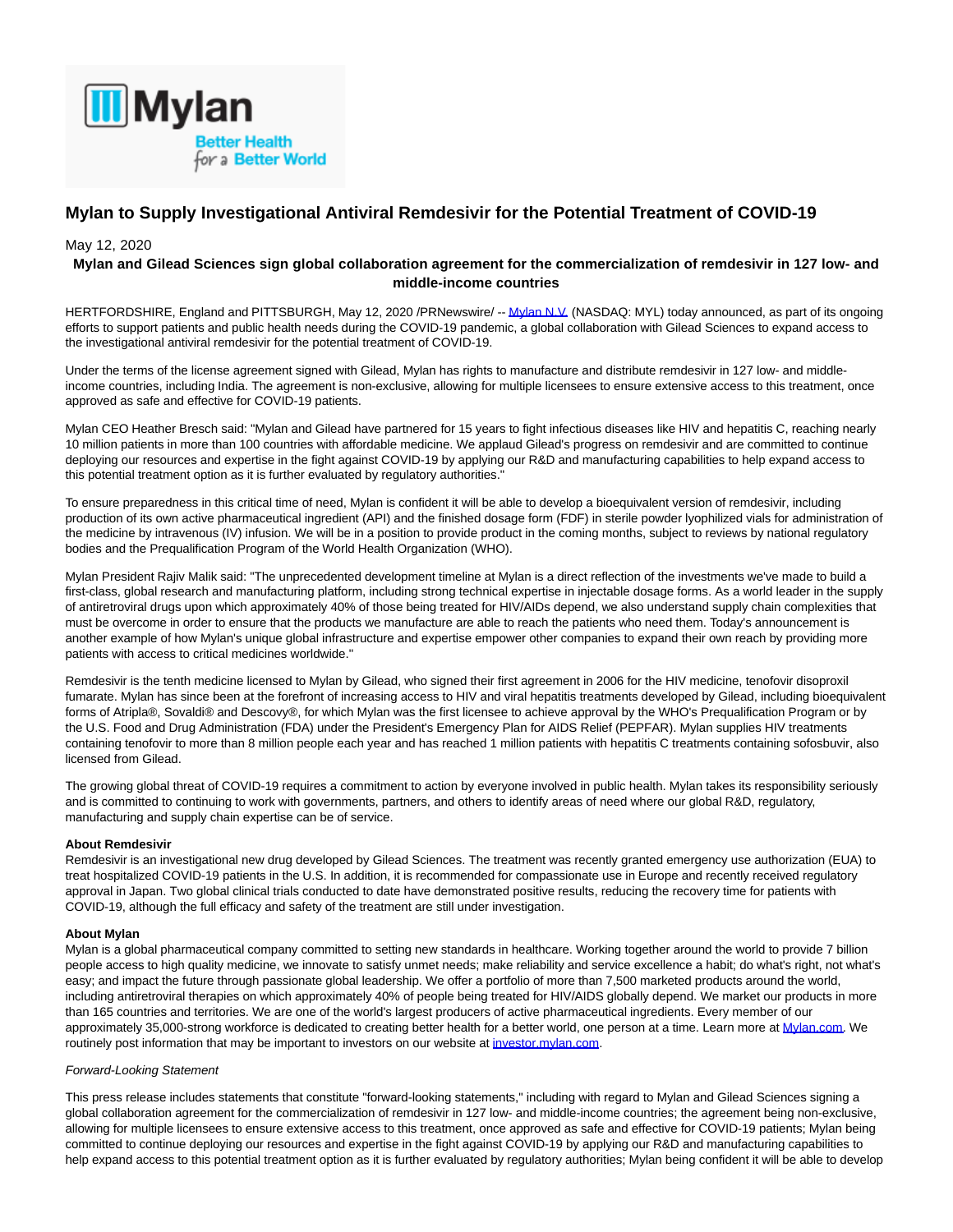# Mylan to Supply Investigational Antiviral Remdesivir for the Potential Treatment of COVID-19

May 12, 2020

**Mylan and Gilead Sciences sign global collaboration agreement for the commercialization of remdesivir in 127 low- and middle-income countries**

HERTFORDSHIRE, England and PITTSBURGH, May 12, 2020 /PRNewswire/ -- Mylan N.V. (NASDAQ: MYL) today announced, as part of its ongoing efforts to support patients and public health needs during the COVID-19 pandemic, a global collaboration with Gilead Sciences to expand access to the investigational antiviral remdesivir for the potential treatment of COVID-19.

Under the terms of the license agreement signed with Gilead, Mylan has rights to manufacture and distribute remdesivir in 127 low- and middle-income countries, including India. The agreement is non-exclusive, allowing for multiple licensees to ensure extensive access to this treatment, once approved as safe and effective for COVID-19 patients.

Mylan CEO Heather Bresch said: "Mylan and Gilead have partnered for 15 years to fight infectious diseases like HIV and hepatitis C, reaching nearly 10 million patients in more than 100 countries with affordable medicine. We applaud Gilead's progress on remdesivir and are committed to continue deploying our resources and expertise in the fight against COVID-19 by applying our R&D and manufacturing capabilities to help expand access to this potential treatment option as it is further evaluated by regulatory authorities."

To ensure preparedness in this critical time of need, Mylan is confident it will be able to develop a bioequivalent version of remdesivir, including production of its own active pharmaceutical ingredient (API) and the finished dosage form (FDF) in sterile powder lyophilized vials for administration of the medicine by intravenous (IV) infusion. We will be in a position to provide product in the coming months, subject to reviews by national regulatory bodies and the Prequalification Program of the World Health Organization (WHO).

Mylan President Rajiv Malik said: "The unprecedented development timeline at Mylan is a direct reflection of the investments we've made to build a first-class, global research and manufacturing platform, including strong technical expertise in injectable dosage forms. As a world leader in the supply of antiretroviral drugs upon which approximately 40% of those being treated for HIV/AIDs depend, we also understand supply chain complexities that must be overcome in order to ensure that the products we manufacture are able to reach the patients who need them. Today's announcement is another example of how Mylan's unique global infrastructure and expertise empower other companies to expand their own reach by providing more patients with access to critical medicines worldwide."

Remdesivir is the tenth medicine licensed to Mylan by Gilead, who signed their first agreement in 2006 for the HIV medicine, tenofovir disoproxil fumarate. Mylan has since been at the forefront of increasing access to HIV and viral hepatitis treatments developed by Gilead, including bioequivalent forms of Atripla®, Sovaldi® and Descovy®, for which Mylan was the first licensee to achieve approval by the WHO's Prequalification Program or by the U.S. Food and Drug Administration (FDA) under the President's Emergency Plan for AIDS Relief (PEPFAR). Mylan supplies HIV treatments containing tenofovir to more than 8 million people each year and has reached 1 million patients with hepatitis C treatments containing sofosbuvir, also licensed from Gilead.

The growing global threat of COVID-19 requires a commitment to action by everyone involved in public health. Mylan takes its responsibility seriously and is committed to continuing to work with governments, partners, and others to identify areas of need where our global R&D, regulatory, manufacturing and supply chain expertise can be of service.

**About Remdesivir**
Remdesivir is an investigational new drug developed by Gilead Sciences. The treatment was recently granted emergency use authorization (EUA) to treat hospitalized COVID-19 patients in the U.S. In addition, it is recommended for compassionate use in Europe and recently received regulatory approval in Japan. Two global clinical trials conducted to date have demonstrated positive results, reducing the recovery time for patients with COVID-19, although the full efficacy and safety of the treatment are still under investigation.

**About Mylan**
Mylan is a global pharmaceutical company committed to setting new standards in healthcare. Working together around the world to provide 7 billion people access to high quality medicine, we innovate to satisfy unmet needs; make reliability and service excellence a habit; do what's right, not what's easy; and impact the future through passionate global leadership. We offer a portfolio of more than 7,500 marketed products around the world, including antiretroviral therapies on which approximately 40% of people being treated for HIV/AIDS globally depend. We market our products in more than 165 countries and territories. We are one of the world's largest producers of active pharmaceutical ingredients. Every member of our approximately 35,000-strong workforce is dedicated to creating better health for a better world, one person at a time. Learn more at Mylan.com. We routinely post information that may be important to investors on our website at investor.mylan.com.

*Forward-Looking Statement*

This press release includes statements that constitute "forward-looking statements," including with regard to Mylan and Gilead Sciences signing a global collaboration agreement for the commercialization of remdesivir in 127 low- and middle-income countries; the agreement being non-exclusive, allowing for multiple licensees to ensure extensive access to this treatment, once approved as safe and effective for COVID-19 patients; Mylan being committed to continue deploying our resources and expertise in the fight against COVID-19 by applying our R&D and manufacturing capabilities to help expand access to this potential treatment option as it is further evaluated by regulatory authorities; Mylan being confident it will be able to develop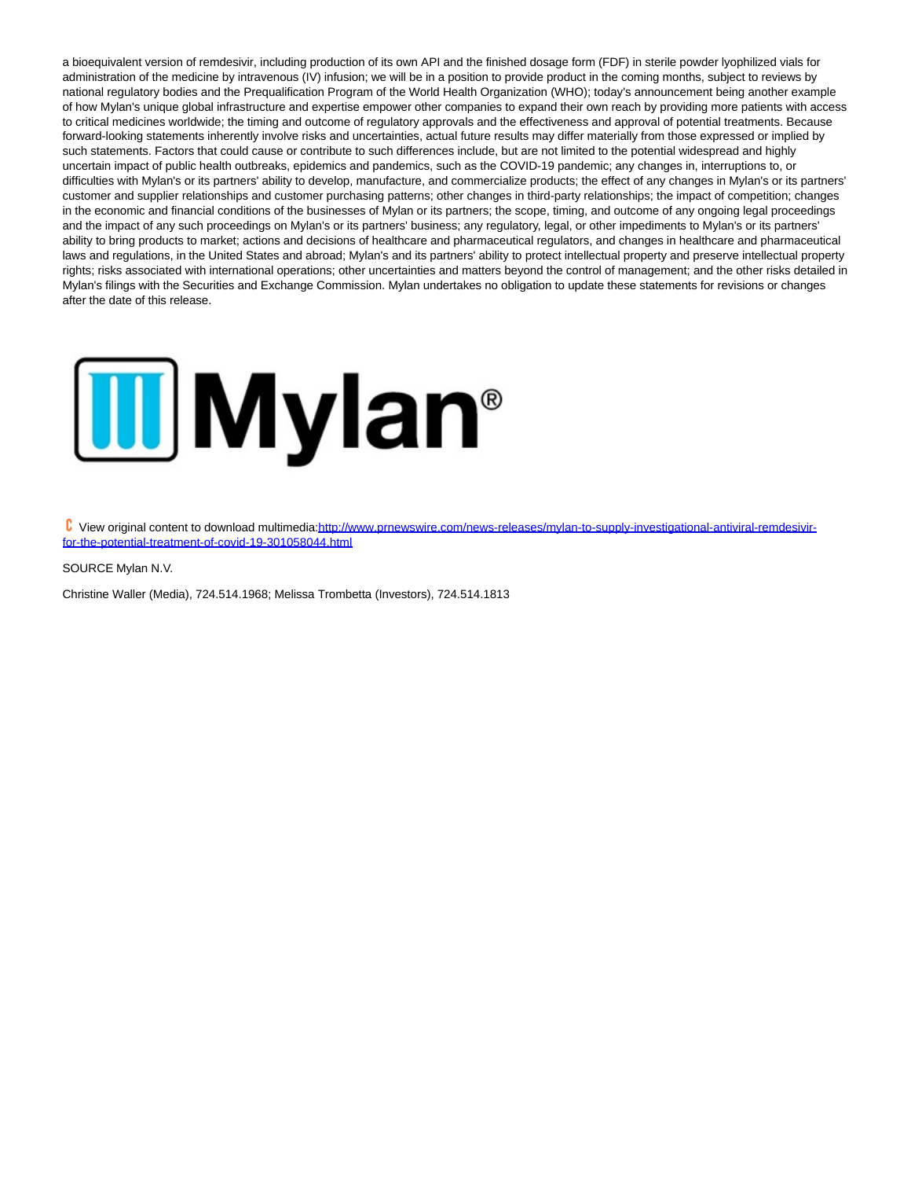a bioequivalent version of remdesivir, including production of its own API and the finished dosage form (FDF) in sterile powder lyophilized vials for administration of the medicine by intravenous (IV) infusion; we will be in a position to provide product in the coming months, subject to reviews by national regulatory bodies and the Prequalification Program of the World Health Organization (WHO); today's announcement being another example of how Mylan's unique global infrastructure and expertise empower other companies to expand their own reach by providing more patients with access to critical medicines worldwide; the timing and outcome of regulatory approvals and the effectiveness and approval of potential treatments. Because forward-looking statements inherently involve risks and uncertainties, actual future results may differ materially from those expressed or implied by such statements. Factors that could cause or contribute to such differences include, but are not limited to the potential widespread and highly uncertain impact of public health outbreaks, epidemics and pandemics, such as the COVID-19 pandemic; any changes in, interruptions to, or difficulties with Mylan's or its partners' ability to develop, manufacture, and commercialize products; the effect of any changes in Mylan's or its partners' customer and supplier relationships and customer purchasing patterns; other changes in third-party relationships; the impact of competition; changes in the economic and financial conditions of the businesses of Mylan or its partners; the scope, timing, and outcome of any ongoing legal proceedings and the impact of any such proceedings on Mylan's or its partners' business; any regulatory, legal, or other impediments to Mylan's or its partners' ability to bring products to market; actions and decisions of healthcare and pharmaceutical regulators, and changes in healthcare and pharmaceutical laws and regulations, in the United States and abroad; Mylan's and its partners' ability to protect intellectual property and preserve intellectual property rights; risks associated with international operations; other uncertainties and matters beyond the control of management; and the other risks detailed in Mylan's filings with the Securities and Exchange Commission. Mylan undertakes no obligation to update these statements for revisions or changes after the date of this release.

Mylan®

View original content to download multimedia:http://www.prnewswire.com/news-releases/mylan-to-supply-investigational-antiviral-remdesivir-for-the-potential-treatment-of-covid-19-301058044.html

SOURCE Mylan N.V.

Christine Waller (Media), 724.514.1968; Melissa Trombetta (Investors), 724.514.1813